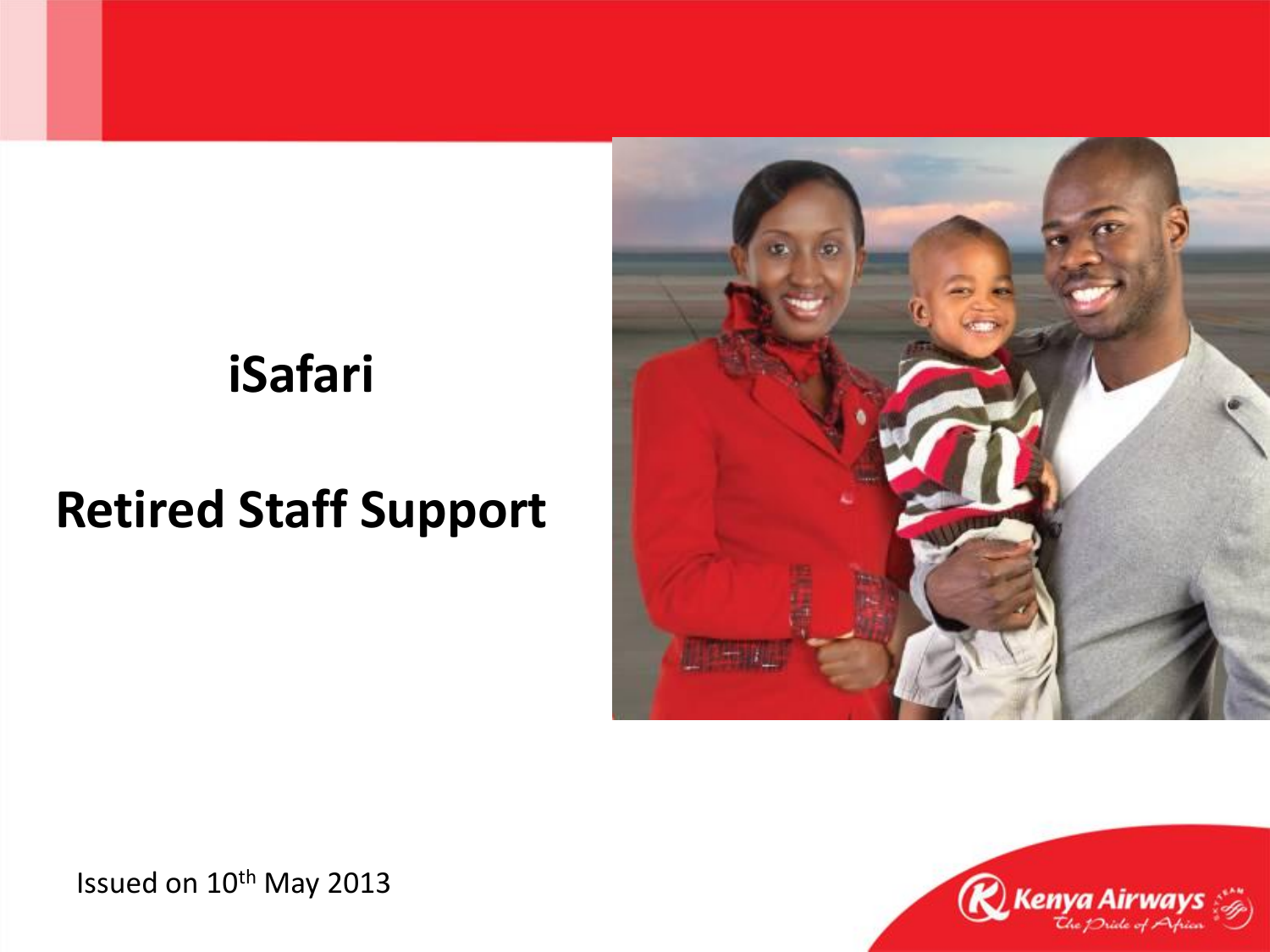# iSafari

# Retired Staff Support

Issued on 10th May 2013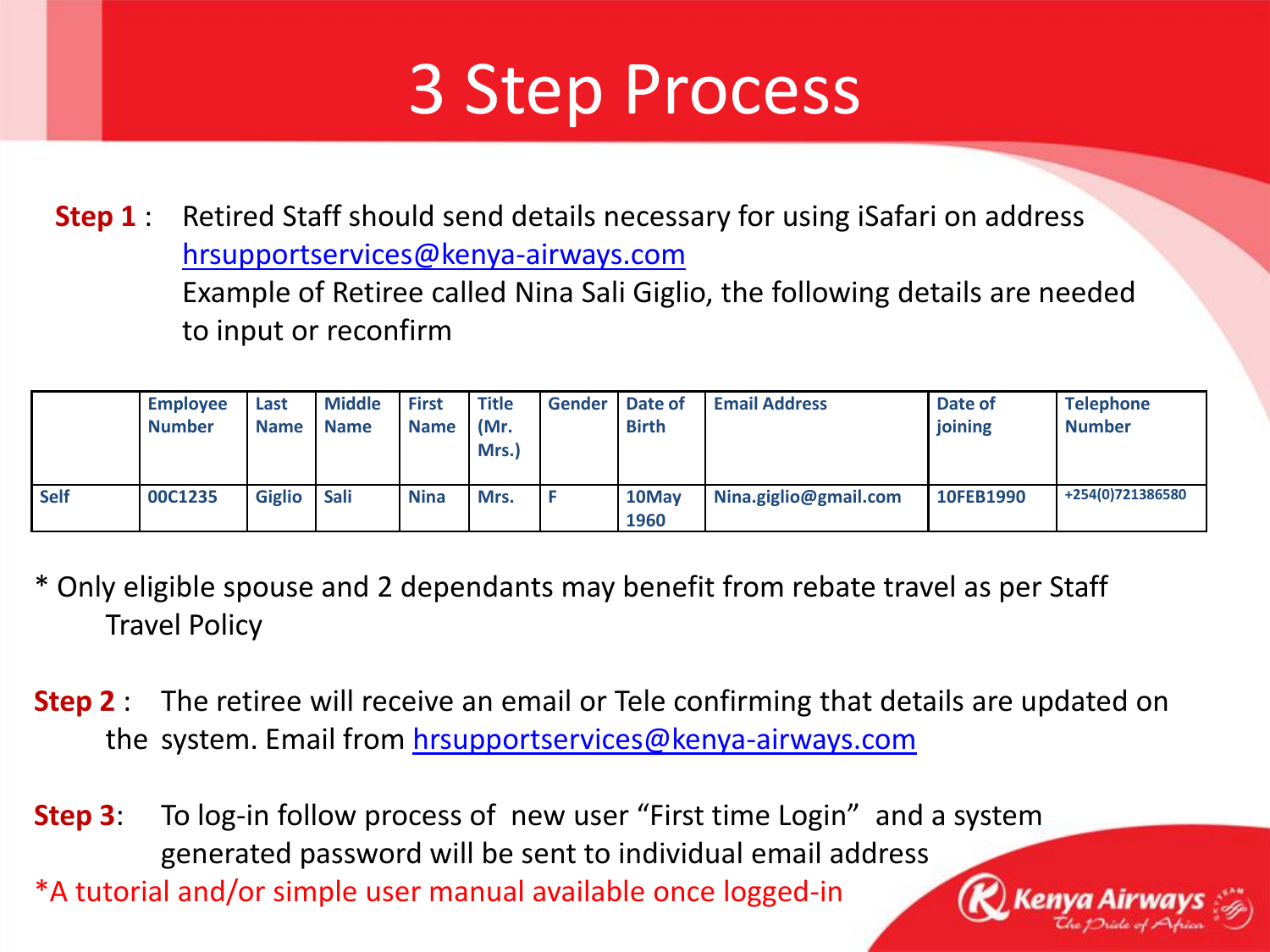# 3 Step Process

**Step 1** : Retired Staff should send details necessary for using iSafari on address hrsupportservices@kenya-airways.com
Example of Retiree called Nina Sali Giglio, the following details are needed to input or reconfirm

| | Employee Number | Last Name | Middle Name | First Name | Title (Mr. Mrs.) | Gender | Date of Birth | Email Address | Date of joining | Telephone Number |
|---|---|---|---|---|---|---|---|---|---|---|
| Self | 00C1235 | Giglio | Sali | Nina | Mrs. | F | 10May 1960 | Nina.giglio@gmail.com | 10FEB1990 | +254(0)721386580 |

* Only eligible spouse and 2 dependants may benefit from rebate travel as per Staff Travel Policy

**Step 2** : The retiree will receive an email or Tele confirming that details are updated on the system. Email from hrsupportservices@kenya-airways.com

**Step 3**: To log-in follow process of new user "First time Login" and a system generated password will be sent to individual email address

*A tutorial and/or simple user manual available once logged-in

Kenya Airways
The Pride of Africa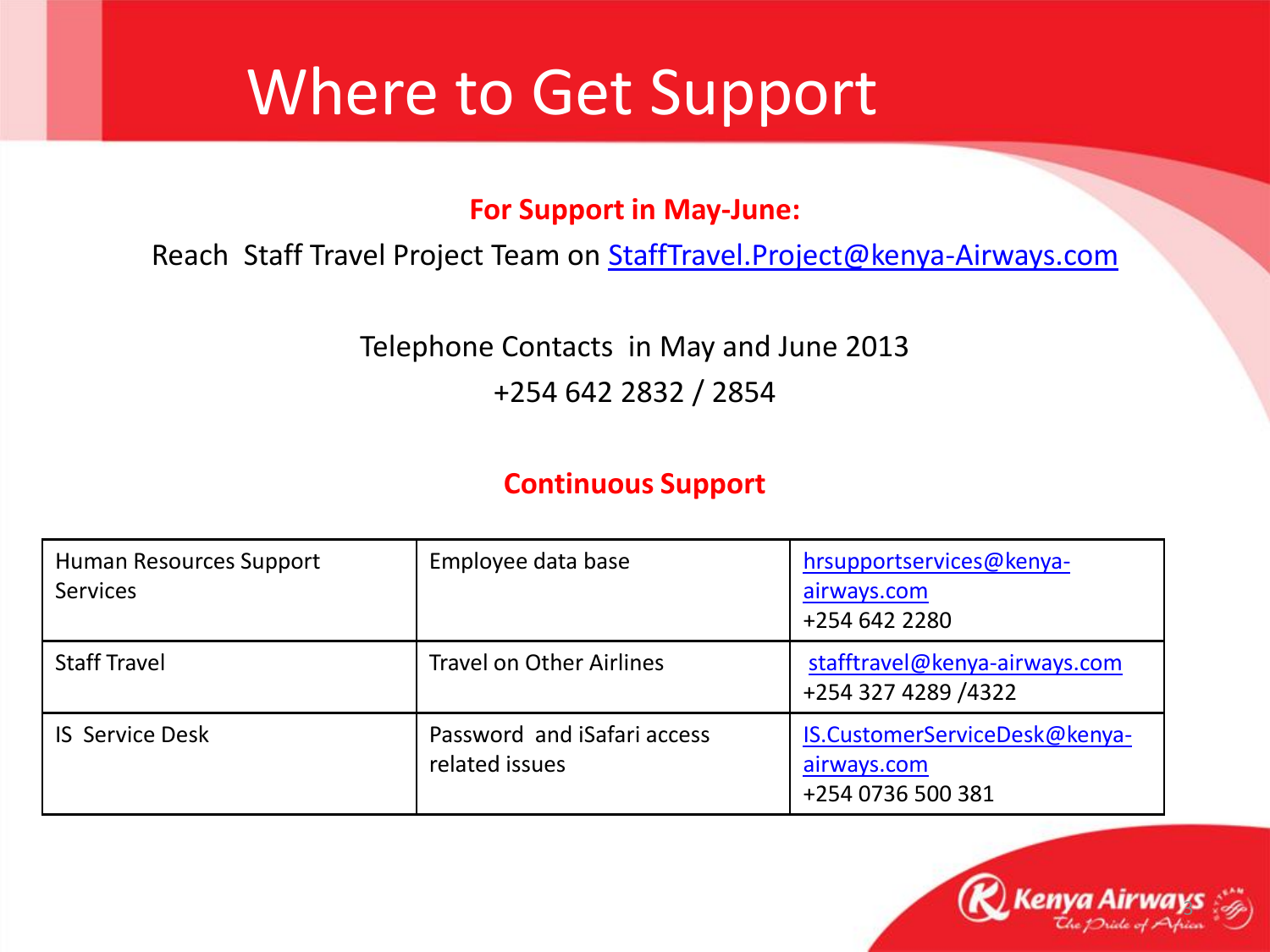# Where to Get Support

**For Support in May-June:**

Reach Staff Travel Project Team on StaffTravel.Project@kenya-Airways.com

Telephone Contacts in May and June 2013

+254 642 2832 / 2854

**Continuous Support**

| | | |
|---|---|---|
| Human Resources Support Services | Employee data base | hrsupportservices@kenya-airways.com<br>+254 642 2280 |
| Staff Travel | Travel on Other Airlines | stafftravel@kenya-airways.com<br>+254 327 4289 /4322 |
| IS Service Desk | Password and iSafari access related issues | IS.CustomerServiceDesk@kenya-airways.com<br>+254 0736 500 381 |